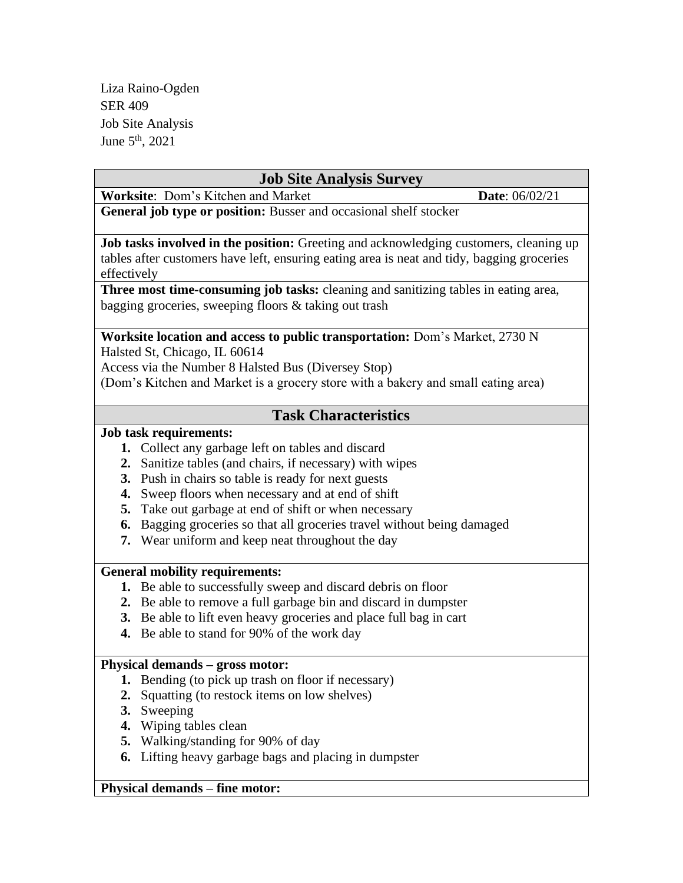Liza Raino-Ogden
SER 409
Job Site Analysis
June 5th, 2021

## Job Site Analysis Survey

**Worksite**: Dom's Kitchen and Market **Date**: 06/02/21

**General job type or position:** Busser and occasional shelf stocker

**Job tasks involved in the position:** Greeting and acknowledging customers, cleaning up tables after customers have left, ensuring eating area is neat and tidy, bagging groceries effectively

**Three most time-consuming job tasks:** cleaning and sanitizing tables in eating area, bagging groceries, sweeping floors & taking out trash

**Worksite location and access to public transportation:** Dom's Market, 2730 N Halsted St, Chicago, IL 60614
Access via the Number 8 Halsted Bus (Diversey Stop)
(Dom's Kitchen and Market is a grocery store with a bakery and small eating area)

## Task Characteristics

**Job task requirements:**

1. Collect any garbage left on tables and discard
2. Sanitize tables (and chairs, if necessary) with wipes
3. Push in chairs so table is ready for next guests
4. Sweep floors when necessary and at end of shift
5. Take out garbage at end of shift or when necessary
6. Bagging groceries so that all groceries travel without being damaged
7. Wear uniform and keep neat throughout the day

**General mobility requirements:**

1. Be able to successfully sweep and discard debris on floor
2. Be able to remove a full garbage bin and discard in dumpster
3. Be able to lift even heavy groceries and place full bag in cart
4. Be able to stand for 90% of the work day

**Physical demands – gross motor:**

1. Bending (to pick up trash on floor if necessary)
2. Squatting (to restock items on low shelves)
3. Sweeping
4. Wiping tables clean
5. Walking/standing for 90% of day
6. Lifting heavy garbage bags and placing in dumpster

**Physical demands – fine motor:**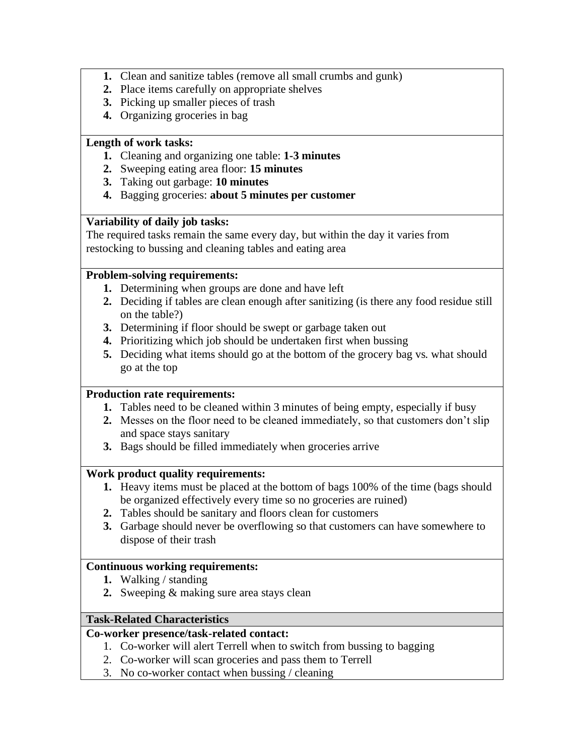1. Clean and sanitize tables (remove all small crumbs and gunk)
2. Place items carefully on appropriate shelves
3. Picking up smaller pieces of trash
4. Organizing groceries in bag

**Length of work tasks:**

1. Cleaning and organizing one table: **1-3 minutes**
2. Sweeping eating area floor: **15 minutes**
3. Taking out garbage: **10 minutes**
4. Bagging groceries: **about 5 minutes per customer**

**Variability of daily job tasks:**

The required tasks remain the same every day, but within the day it varies from restocking to bussing and cleaning tables and eating area

**Problem-solving requirements:**

1. Determining when groups are done and have left
2. Deciding if tables are clean enough after sanitizing (is there any food residue still on the table?)
3. Determining if floor should be swept or garbage taken out
4. Prioritizing which job should be undertaken first when bussing
5. Deciding what items should go at the bottom of the grocery bag vs. what should go at the top

**Production rate requirements:**

1. Tables need to be cleaned within 3 minutes of being empty, especially if busy
2. Messes on the floor need to be cleaned immediately, so that customers don't slip and space stays sanitary
3. Bags should be filled immediately when groceries arrive

**Work product quality requirements:**

1. Heavy items must be placed at the bottom of bags 100% of the time (bags should be organized effectively every time so no groceries are ruined)
2. Tables should be sanitary and floors clean for customers
3. Garbage should never be overflowing so that customers can have somewhere to dispose of their trash

**Continuous working requirements:**

1. Walking / standing
2. Sweeping & making sure area stays clean

**Task-Related Characteristics**

**Co-worker presence/task-related contact:**

1. Co-worker will alert Terrell when to switch from bussing to bagging
2. Co-worker will scan groceries and pass them to Terrell
3. No co-worker contact when bussing / cleaning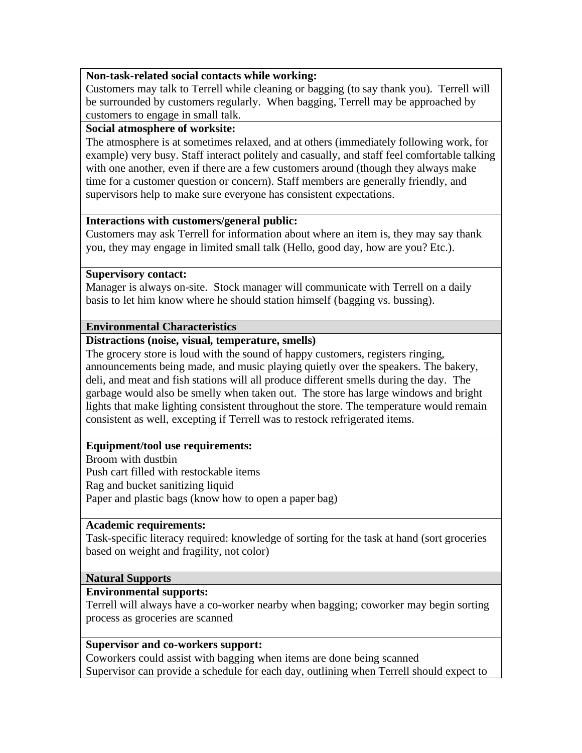**Non-task-related social contacts while working:**
Customers may talk to Terrell while cleaning or bagging (to say thank you). Terrell will be surrounded by customers regularly. When bagging, Terrell may be approached by customers to engage in small talk.

**Social atmosphere of worksite:**
The atmosphere is at sometimes relaxed, and at others (immediately following work, for example) very busy. Staff interact politely and casually, and staff feel comfortable talking with one another, even if there are a few customers around (though they always make time for a customer question or concern). Staff members are generally friendly, and supervisors help to make sure everyone has consistent expectations.

**Interactions with customers/general public:**
Customers may ask Terrell for information about where an item is, they may say thank you, they may engage in limited small talk (Hello, good day, how are you? Etc.).

**Supervisory contact:**
Manager is always on-site. Stock manager will communicate with Terrell on a daily basis to let him know where he should station himself (bagging vs. bussing).

## Environmental Characteristics

**Distractions (noise, visual, temperature, smells)**
The grocery store is loud with the sound of happy customers, registers ringing, announcements being made, and music playing quietly over the speakers. The bakery, deli, and meat and fish stations will all produce different smells during the day. The garbage would also be smelly when taken out. The store has large windows and bright lights that make lighting consistent throughout the store. The temperature would remain consistent as well, excepting if Terrell was to restock refrigerated items.

**Equipment/tool use requirements:**
Broom with dustbin
Push cart filled with restockable items
Rag and bucket sanitizing liquid
Paper and plastic bags (know how to open a paper bag)

**Academic requirements:**
Task-specific literacy required: knowledge of sorting for the task at hand (sort groceries based on weight and fragility, not color)

## Natural Supports

**Environmental supports:**
Terrell will always have a co-worker nearby when bagging; coworker may begin sorting process as groceries are scanned

**Supervisor and co-workers support:**
Coworkers could assist with bagging when items are done being scanned
Supervisor can provide a schedule for each day, outlining when Terrell should expect to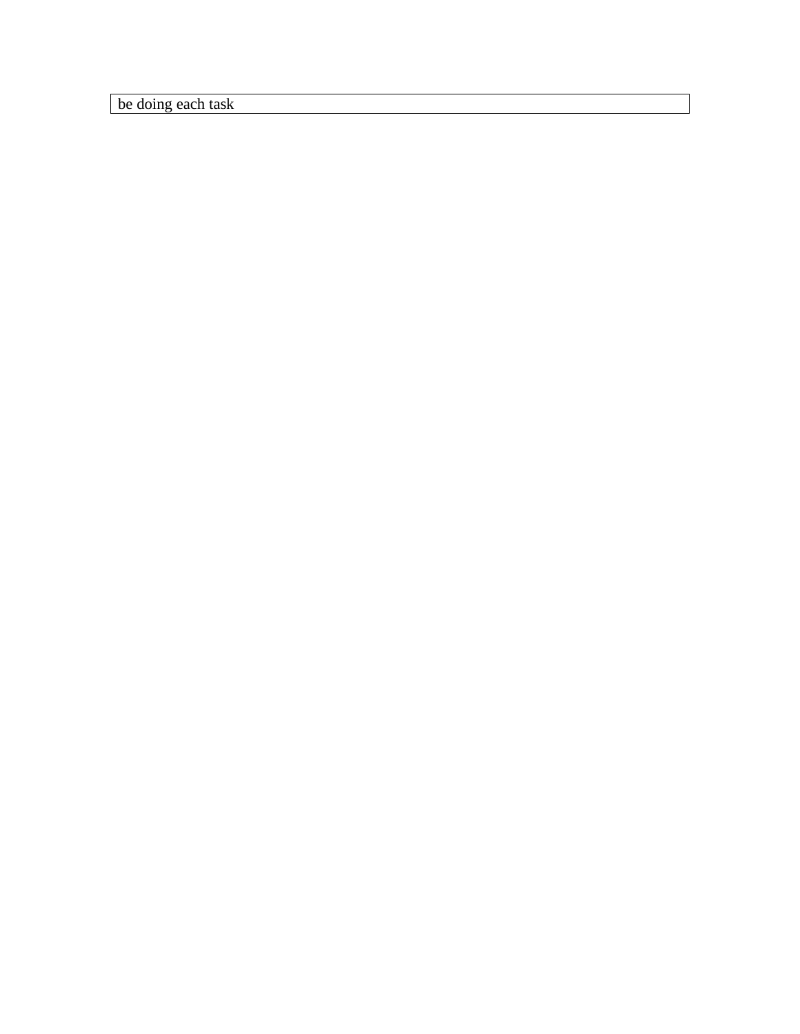| |
|---|
| be doing each task |